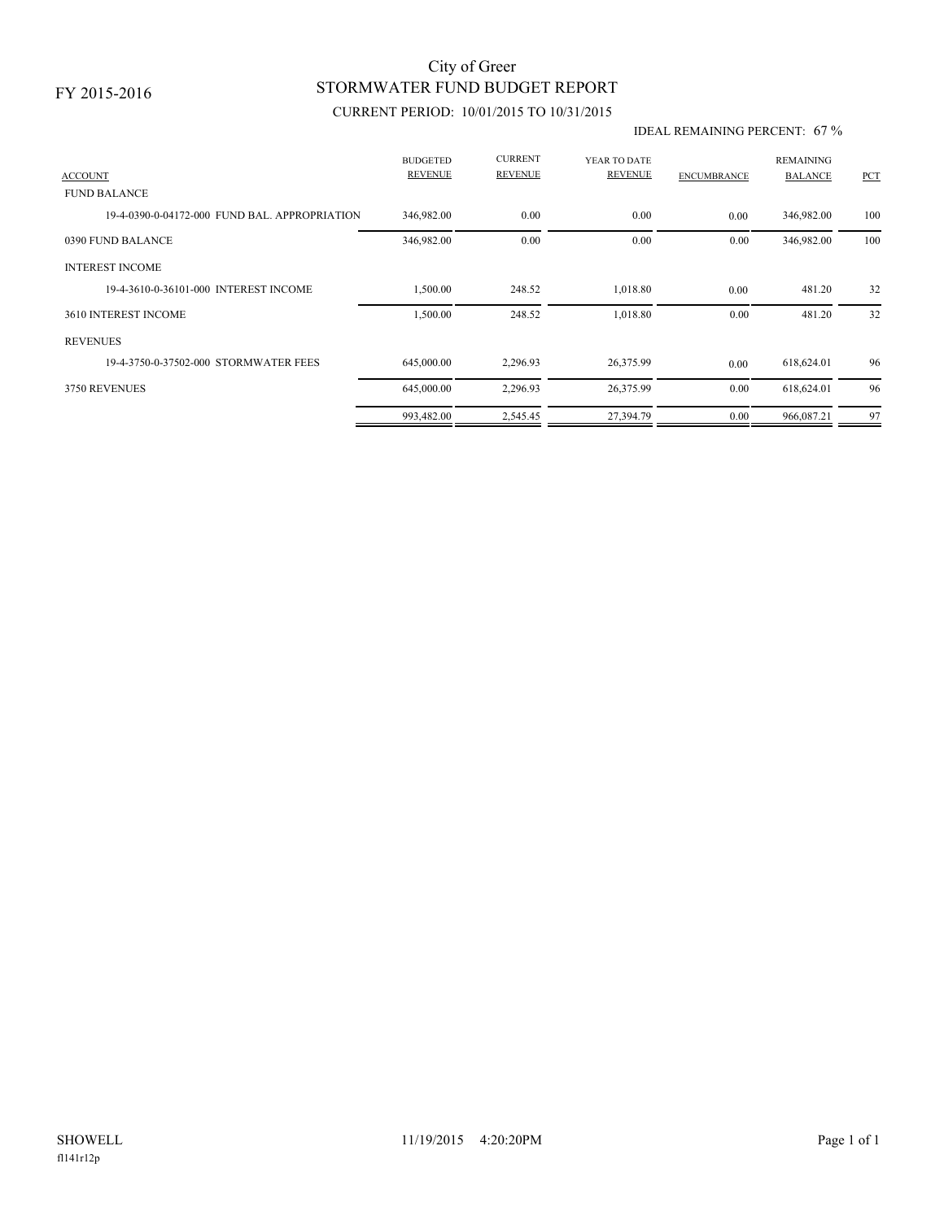FY 2015-2016

# City of Greer
## STORMWATER FUND BUDGET REPORT
### CURRENT PERIOD: 10/01/2015 TO 10/31/2015

IDEAL REMAINING PERCENT: 67 %

| ACCOUNT | BUDGETED REVENUE | CURRENT REVENUE | YEAR TO DATE REVENUE | ENCUMBRANCE | REMAINING BALANCE | PCT |
|---|---|---|---|---|---|---|
| FUND BALANCE | | | | | | |
| 19-4-0390-0-04172-000 FUND BAL. APPROPRIATION | 346,982.00 | 0.00 | 0.00 | 0.00 | 346,982.00 | 100 |
| 0390 FUND BALANCE | 346,982.00 | 0.00 | 0.00 | 0.00 | 346,982.00 | 100 |
| INTEREST INCOME | | | | | | |
| 19-4-3610-0-36101-000 INTEREST INCOME | 1,500.00 | 248.52 | 1,018.80 | 0.00 | 481.20 | 32 |
| 3610 INTEREST INCOME | 1,500.00 | 248.52 | 1,018.80 | 0.00 | 481.20 | 32 |
| REVENUES | | | | | | |
| 19-4-3750-0-37502-000 STORMWATER FEES | 645,000.00 | 2,296.93 | 26,375.99 | 0.00 | 618,624.01 | 96 |
| 3750 REVENUES | 645,000.00 | 2,296.93 | 26,375.99 | 0.00 | 618,624.01 | 96 |
| | 993,482.00 | 2,545.45 | 27,394.79 | 0.00 | 966,087.21 | 97 |

SHOWELL 11/19/2015 4:20:20PM

fl141r12p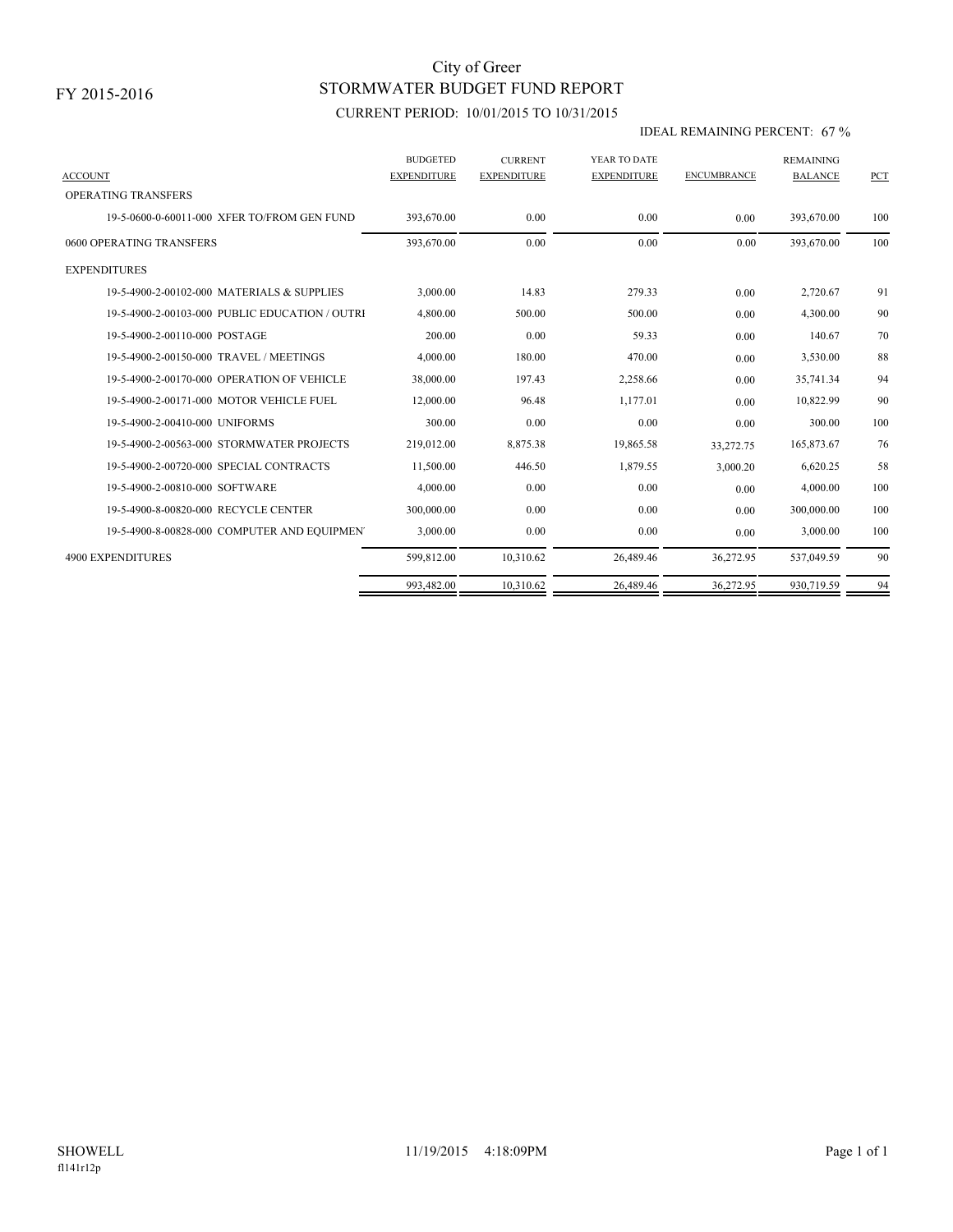FY 2015-2016

# City of Greer
## STORMWATER BUDGET FUND REPORT
### CURRENT PERIOD: 10/01/2015 TO 10/31/2015

IDEAL REMAINING PERCENT: 67 %

| ACCOUNT | BUDGETED EXPENDITURE | CURRENT EXPENDITURE | YEAR TO DATE EXPENDITURE | ENCUMBRANCE | REMAINING BALANCE | PCT |
|---|---|---|---|---|---|---|
| OPERATING TRANSFERS | | | | | | |
| 19-5-0600-0-60011-000 XFER TO/FROM GEN FUND | 393,670.00 | 0.00 | 0.00 | 0.00 | 393,670.00 | 100 |
| 0600 OPERATING TRANSFERS | 393,670.00 | 0.00 | 0.00 | 0.00 | 393,670.00 | 100 |
| EXPENDITURES | | | | | | |
| 19-5-4900-2-00102-000 MATERIALS & SUPPLIES | 3,000.00 | 14.83 | 279.33 | 0.00 | 2,720.67 | 91 |
| 19-5-4900-2-00103-000 PUBLIC EDUCATION / OUTRI | 4,800.00 | 500.00 | 500.00 | 0.00 | 4,300.00 | 90 |
| 19-5-4900-2-00110-000 POSTAGE | 200.00 | 0.00 | 59.33 | 0.00 | 140.67 | 70 |
| 19-5-4900-2-00150-000 TRAVEL / MEETINGS | 4,000.00 | 180.00 | 470.00 | 0.00 | 3,530.00 | 88 |
| 19-5-4900-2-00170-000 OPERATION OF VEHICLE | 38,000.00 | 197.43 | 2,258.66 | 0.00 | 35,741.34 | 94 |
| 19-5-4900-2-00171-000 MOTOR VEHICLE FUEL | 12,000.00 | 96.48 | 1,177.01 | 0.00 | 10,822.99 | 90 |
| 19-5-4900-2-00410-000 UNIFORMS | 300.00 | 0.00 | 0.00 | 0.00 | 300.00 | 100 |
| 19-5-4900-2-00563-000 STORMWATER PROJECTS | 219,012.00 | 8,875.38 | 19,865.58 | 33,272.75 | 165,873.67 | 76 |
| 19-5-4900-2-00720-000 SPECIAL CONTRACTS | 11,500.00 | 446.50 | 1,879.55 | 3,000.20 | 6,620.25 | 58 |
| 19-5-4900-2-00810-000 SOFTWARE | 4,000.00 | 0.00 | 0.00 | 0.00 | 4,000.00 | 100 |
| 19-5-4900-8-00820-000 RECYCLE CENTER | 300,000.00 | 0.00 | 0.00 | 0.00 | 300,000.00 | 100 |
| 19-5-4900-8-00828-000 COMPUTER AND EQUIPMENT | 3,000.00 | 0.00 | 0.00 | 0.00 | 3,000.00 | 100 |
| 4900 EXPENDITURES | 599,812.00 | 10,310.62 | 26,489.46 | 36,272.95 | 537,049.59 | 90 |
| | 993,482.00 | 10,310.62 | 26,489.46 | 36,272.95 | 930,719.59 | 94 |

SHOWELL
fl141r12p

11/19/2015 4:18:09PM